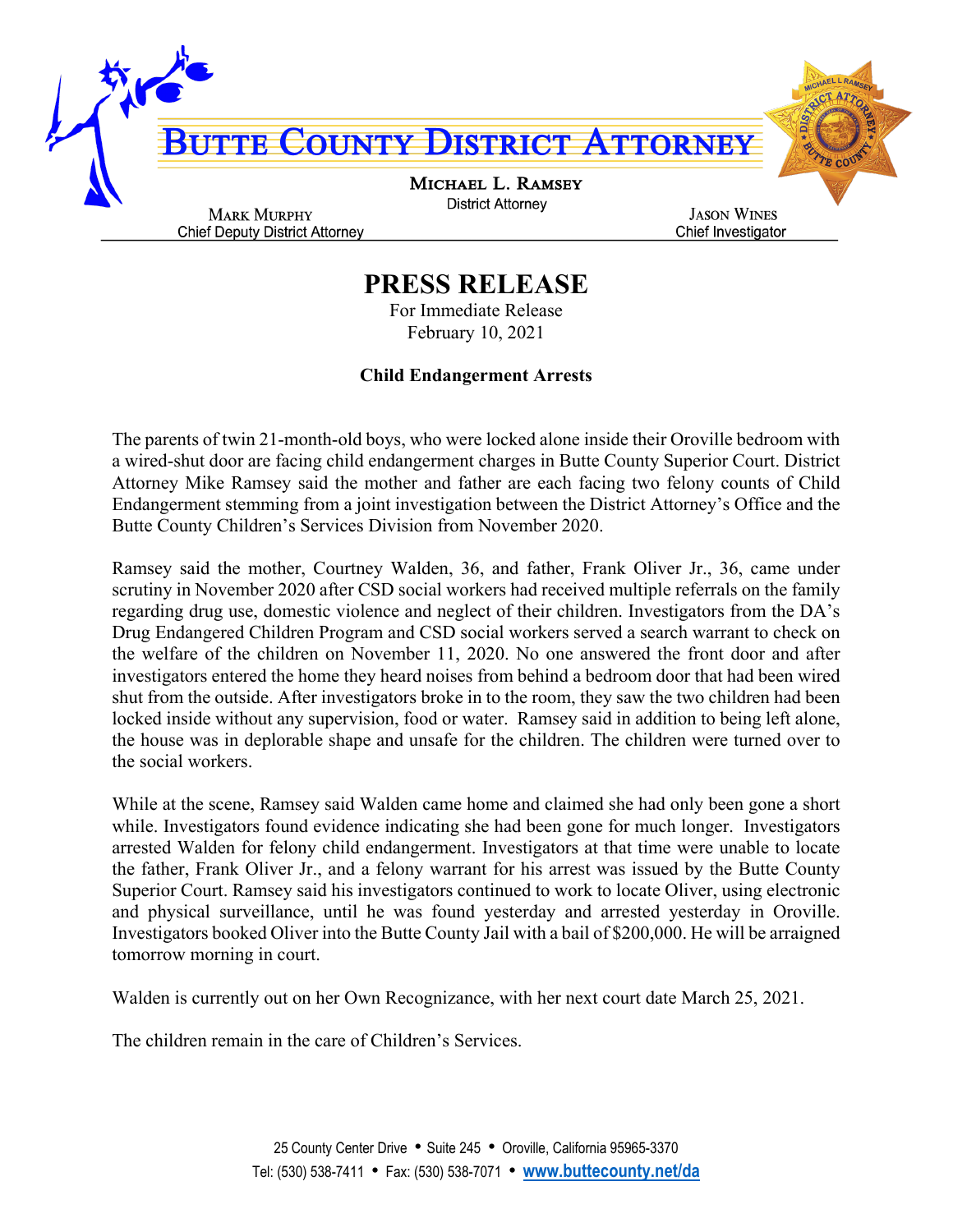# Butte County District Attorney

**Michael L. Ramsey**
District Attorney

**Mark Murphy**
Chief Deputy District Attorney

**Jason Wines**
Chief Investigator

# PRESS RELEASE

For Immediate Release
February 10, 2021

**Child Endangerment Arrests**

The parents of twin 21-month-old boys, who were locked alone inside their Oroville bedroom with a wired-shut door are facing child endangerment charges in Butte County Superior Court. District Attorney Mike Ramsey said the mother and father are each facing two felony counts of Child Endangerment stemming from a joint investigation between the District Attorney's Office and the Butte County Children's Services Division from November 2020.

Ramsey said the mother, Courtney Walden, 36, and father, Frank Oliver Jr., 36, came under scrutiny in November 2020 after CSD social workers had received multiple referrals on the family regarding drug use, domestic violence and neglect of their children. Investigators from the DA's Drug Endangered Children Program and CSD social workers served a search warrant to check on the welfare of the children on November 11, 2020. No one answered the front door and after investigators entered the home they heard noises from behind a bedroom door that had been wired shut from the outside. After investigators broke in to the room, they saw the two children had been locked inside without any supervision, food or water. Ramsey said in addition to being left alone, the house was in deplorable shape and unsafe for the children. The children were turned over to the social workers.

While at the scene, Ramsey said Walden came home and claimed she had only been gone a short while. Investigators found evidence indicating she had been gone for much longer. Investigators arrested Walden for felony child endangerment. Investigators at that time were unable to locate the father, Frank Oliver Jr., and a felony warrant for his arrest was issued by the Butte County Superior Court. Ramsey said his investigators continued to work to locate Oliver, using electronic and physical surveillance, until he was found yesterday and arrested yesterday in Oroville. Investigators booked Oliver into the Butte County Jail with a bail of $200,000. He will be arraigned tomorrow morning in court.

Walden is currently out on her Own Recognizance, with her next court date March 25, 2021.

The children remain in the care of Children's Services.

25 County Center Drive • Suite 245 • Oroville, California 95965-3370
Tel: (530) 538-7411 • Fax: (530) 538-7071 • www.buttecounty.net/da